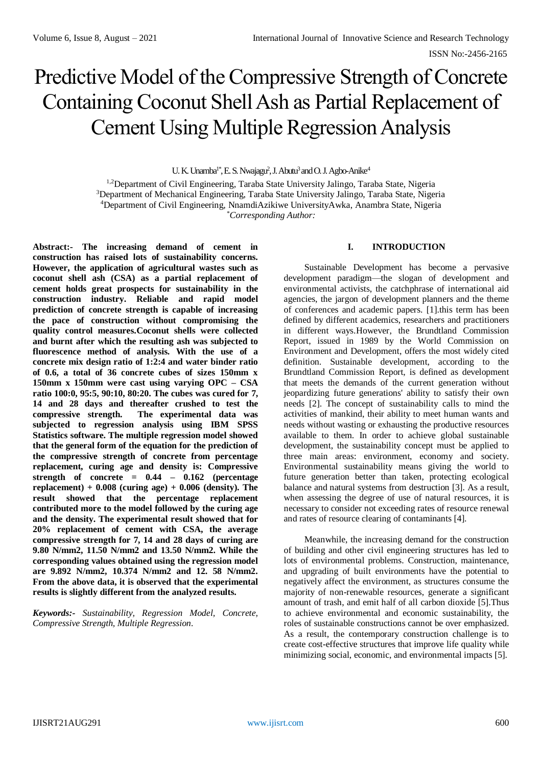# Predictive Model of the Compressive Strength of Concrete Containing Coconut Shell Ash as Partial Replacement of Cement Using Multiple Regression Analysis

U. K. Unamba[1*], E. S. Nwajagu[2], J. Abutu[3] and O. J. Agbo-Anike[4]

[1,2]Department of Civil Engineering, Taraba State University Jalingo, Taraba State, Nigeria
[3]Department of Mechanical Engineering, Taraba State University Jalingo, Taraba State, Nigeria
[4]Department of Civil Engineering, NnamdiAzikiwe UniversityAwka, Anambra State, Nigeria
[*]*Corresponding Author:*

**Abstract:- The increasing demand of cement in construction has raised lots of sustainability concerns. However, the application of agricultural wastes such as coconut shell ash (CSA) as a partial replacement of cement holds great prospects for sustainability in the construction industry. Reliable and rapid model prediction of concrete strength is capable of increasing the pace of construction without compromising the quality control measures.Coconut shells were collected and burnt after which the resulting ash was subjected to fluorescence method of analysis. With the use of a concrete mix design ratio of 1:2:4 and water binder ratio of 0.6, a total of 36 concrete cubes of sizes 150mm x 150mm x 150mm were cast using varying OPC – CSA ratio 100:0, 95:5, 90:10, 80:20. The cubes was cured for 7, 14 and 28 days and thereafter crushed to test the compressive strength. The experimental data was subjected to regression analysis using IBM SPSS Statistics software. The multiple regression model showed that the general form of the equation for the prediction of the compressive strength of concrete from percentage replacement, curing age and density is: Compressive strength of concrete = 0.44 – 0.162 (percentage replacement) + 0.008 (curing age) + 0.006 (density). The result showed that the percentage replacement contributed more to the model followed by the curing age and the density. The experimental result showed that for 20% replacement of cement with CSA, the average compressive strength for 7, 14 and 28 days of curing are 9.80 N/mm2, 11.50 N/mm2 and 13.50 N/mm2. While the corresponding values obtained using the regression model are 9.892 N/mm2, 10.374 N/mm2 and 12. 58 N/mm2. From the above data, it is observed that the experimental results is slightly different from the analyzed results.**

***Keywords:-*** *Sustainability, Regression Model, Concrete, Compressive Strength, Multiple Regression.*

## I. INTRODUCTION

Sustainable Development has become a pervasive development paradigm—the slogan of development and environmental activists, the catchphrase of international aid agencies, the jargon of development planners and the theme of conferences and academic papers. [1].this term has been defined by different academics, researchers and practitioners in different ways.However, the Brundtland Commission Report, issued in 1989 by the World Commission on Environment and Development, offers the most widely cited definition. Sustainable development, according to the Brundtland Commission Report, is defined as development that meets the demands of the current generation without jeopardizing future generations' ability to satisfy their own needs [2]. The concept of sustainability calls to mind the activities of mankind, their ability to meet human wants and needs without wasting or exhausting the productive resources available to them. In order to achieve global sustainable development, the sustainability concept must be applied to three main areas: environment, economy and society. Environmental sustainability means giving the world to future generation better than taken, protecting ecological balance and natural systems from destruction [3]. As a result, when assessing the degree of use of natural resources, it is necessary to consider not exceeding rates of resource renewal and rates of resource clearing of contaminants [4].

Meanwhile, the increasing demand for the construction of building and other civil engineering structures has led to lots of environmental problems. Construction, maintenance, and upgrading of built environments have the potential to negatively affect the environment, as structures consume the majority of non-renewable resources, generate a significant amount of trash, and emit half of all carbon dioxide [5].Thus to achieve environmental and economic sustainability, the roles of sustainable constructions cannot be over emphasized. As a result, the contemporary construction challenge is to create cost-effective structures that improve life quality while minimizing social, economic, and environmental impacts [5].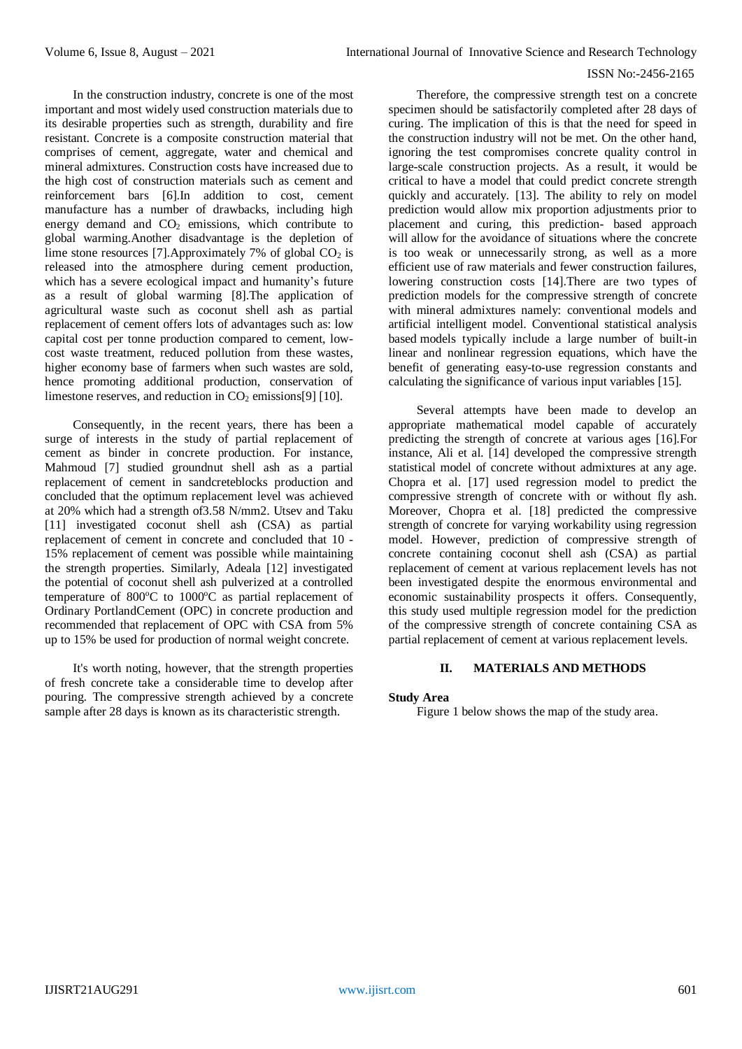In the construction industry, concrete is one of the most important and most widely used construction materials due to its desirable properties such as strength, durability and fire resistant. Concrete is a composite construction material that comprises of cement, aggregate, water and chemical and mineral admixtures. Construction costs have increased due to the high cost of construction materials such as cement and reinforcement bars [6].In addition to cost, cement manufacture has a number of drawbacks, including high energy demand and $CO_2$ emissions, which contribute to global warming.Another disadvantage is the depletion of lime stone resources [7].Approximately 7% of global $CO_2$ is released into the atmosphere during cement production, which has a severe ecological impact and humanity's future as a result of global warming [8].The application of agricultural waste such as coconut shell ash as partial replacement of cement offers lots of advantages such as: low capital cost per tonne production compared to cement, low-cost waste treatment, reduced pollution from these wastes, higher economy base of farmers when such wastes are sold, hence promoting additional production, conservation of limestone reserves, and reduction in $CO_2$ emissions[9] [10].

Consequently, in the recent years, there has been a surge of interests in the study of partial replacement of cement as binder in concrete production. For instance, Mahmoud [7] studied groundnut shell ash as a partial replacement of cement in sandcreteblocks production and concluded that the optimum replacement level was achieved at 20% which had a strength of3.58 N/mm2. Utsev and Taku [11] investigated coconut shell ash (CSA) as partial replacement of cement in concrete and concluded that 10 - 15% replacement of cement was possible while maintaining the strength properties. Similarly, Adeala [12] investigated the potential of coconut shell ash pulverized at a controlled temperature of 800$^oC$ to 1000$^oC$ as partial replacement of Ordinary PortlandCement (OPC) in concrete production and recommended that replacement of OPC with CSA from 5% up to 15% be used for production of normal weight concrete.

It's worth noting, however, that the strength properties of fresh concrete take a considerable time to develop after pouring. The compressive strength achieved by a concrete sample after 28 days is known as its characteristic strength.

Therefore, the compressive strength test on a concrete specimen should be satisfactorily completed after 28 days of curing. The implication of this is that the need for speed in the construction industry will not be met. On the other hand, ignoring the test compromises concrete quality control in large-scale construction projects. As a result, it would be critical to have a model that could predict concrete strength quickly and accurately. [13]. The ability to rely on model prediction would allow mix proportion adjustments prior to placement and curing, this prediction- based approach will allow for the avoidance of situations where the concrete is too weak or unnecessarily strong, as well as a more efficient use of raw materials and fewer construction failures, lowering construction costs [14].There are two types of prediction models for the compressive strength of concrete with mineral admixtures namely: conventional models and artificial intelligent model. Conventional statistical analysis based models typically include a large number of built-in linear and nonlinear regression equations, which have the benefit of generating easy-to-use regression constants and calculating the significance of various input variables [15].

Several attempts have been made to develop an appropriate mathematical model capable of accurately predicting the strength of concrete at various ages [16].For instance, Ali et al. [14] developed the compressive strength statistical model of concrete without admixtures at any age. Chopra et al. [17] used regression model to predict the compressive strength of concrete with or without fly ash. Moreover, Chopra et al. [18] predicted the compressive strength of concrete for varying workability using regression model. However, prediction of compressive strength of concrete containing coconut shell ash (CSA) as partial replacement of cement at various replacement levels has not been investigated despite the enormous environmental and economic sustainability prospects it offers. Consequently, this study used multiple regression model for the prediction of the compressive strength of concrete containing CSA as partial replacement of cement at various replacement levels.

## II. MATERIALS AND METHODS

### Study Area

Figure 1 below shows the map of the study area.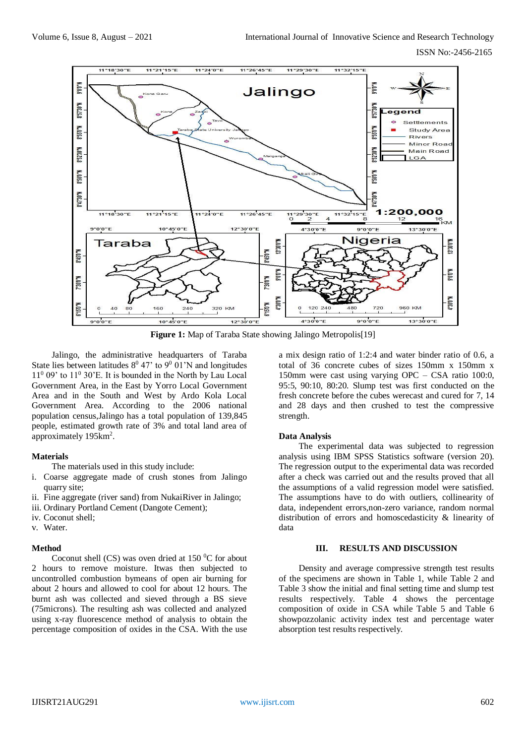**Figure 1:** Map of Taraba State showing Jalingo Metropolis[19]

Jalingo, the administrative headquarters of Taraba State lies between latitudes $8^0$ 47' to $9^0$ 01'N and longitudes $11^0$ 09' to $11^0$ 30'E. It is bounded in the North by Lau Local Government Area, in the East by Yorro Local Government Area and in the South and West by Ardo Kola Local Government Area. According to the 2006 national population census,Jalingo has a total population of 139,845 people, estimated growth rate of 3% and total land area of approximately 195km$^2$.

### Materials

The materials used in this study include:

i. Coarse aggregate made of crush stones from Jalingo quarry site;
ii. Fine aggregate (river sand) from NukaiRiver in Jalingo;
iii. Ordinary Portland Cement (Dangote Cement);
iv. Coconut shell;
v. Water.

### Method

Coconut shell (CS) was oven dried at 150 $^0$C for about 2 hours to remove moisture. Itwas then subjected to uncontrolled combustion bymeans of open air burning for about 2 hours and allowed to cool for about 12 hours. The burnt ash was collected and sieved through a BS sieve (75microns). The resulting ash was collected and analyzed using x-ray fluorescence method of analysis to obtain the percentage composition of oxides in the CSA. With the use a mix design ratio of 1:2:4 and water binder ratio of 0.6, a total of 36 concrete cubes of sizes 150mm x 150mm x 150mm were cast using varying OPC – CSA ratio 100:0, 95:5, 90:10, 80:20. Slump test was first conducted on the fresh concrete before the cubes werecast and cured for 7, 14 and 28 days and then crushed to test the compressive strength.

### Data Analysis

The experimental data was subjected to regression analysis using IBM SPSS Statistics software (version 20). The regression output to the experimental data was recorded after a check was carried out and the results proved that all the assumptions of a valid regression model were satisfied. The assumptions have to do with outliers, collinearity of data, independent errors,non-zero variance, random normal distribution of errors and homoscedasticity & linearity of data

## III. RESULTS AND DISCUSSION

Density and average compressive strength test results of the specimens are shown in Table 1, while Table 2 and Table 3 show the initial and final setting time and slump test results respectively. Table 4 shows the percentage composition of oxide in CSA while Table 5 and Table 6 showpozzolanic activity index test and percentage water absorption test results respectively.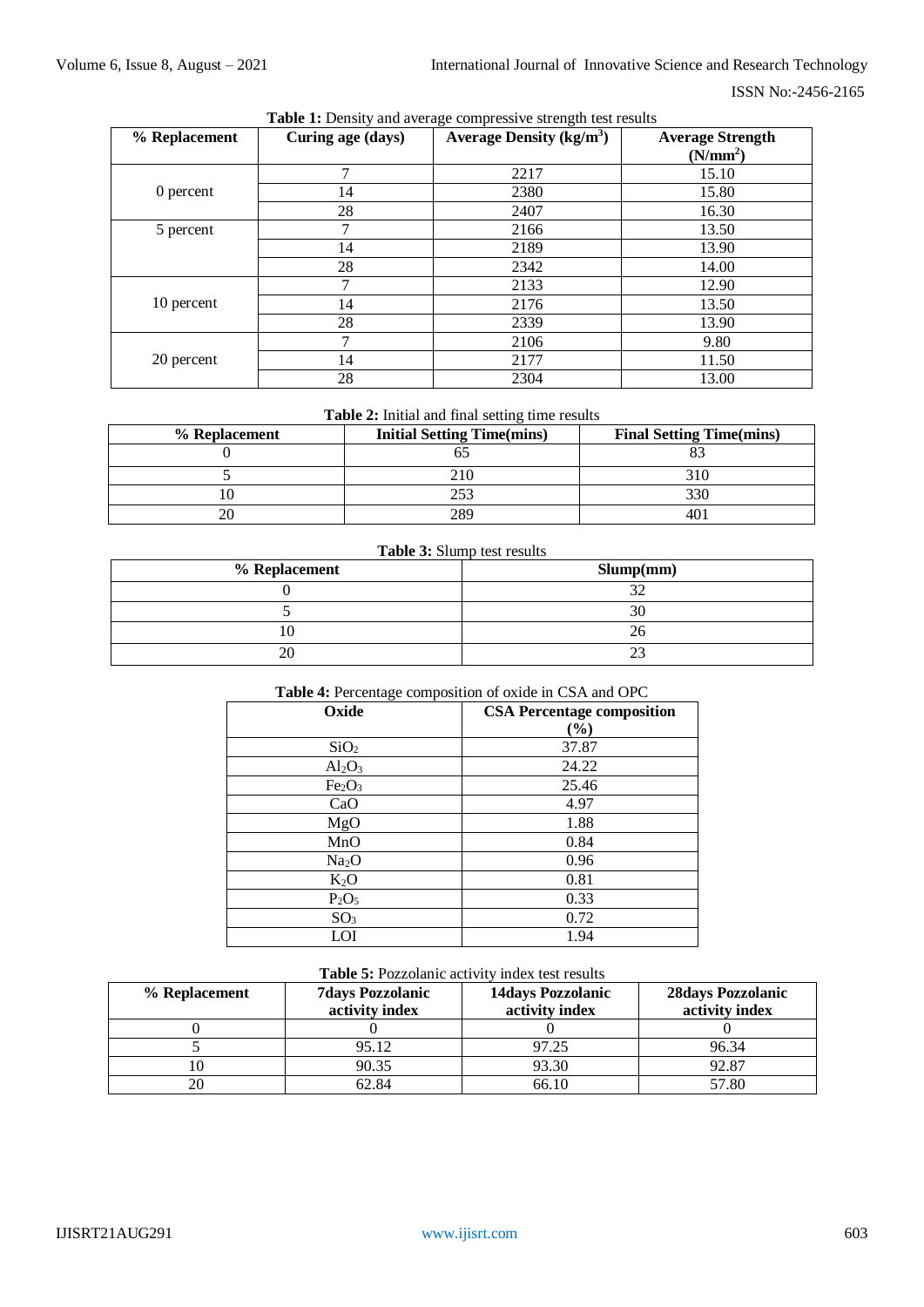**Table 1:** Density and average compressive strength test results

| % Replacement | Curing age (days) | Average Density ($kg/m^3$) | Average Strength ($N/mm^2$) |
|---|---|---|---|
| 0 percent | 7 | 2217 | 15.10 |
| | 14 | 2380 | 15.80 |
| | 28 | 2407 | 16.30 |
| 5 percent | 7 | 2166 | 13.50 |
| | 14 | 2189 | 13.90 |
| | 28 | 2342 | 14.00 |
| 10 percent | 7 | 2133 | 12.90 |
| | 14 | 2176 | 13.50 |
| | 28 | 2339 | 13.90 |
| 20 percent | 7 | 2106 | 9.80 |
| | 14 | 2177 | 11.50 |
| | 28 | 2304 | 13.00 |

**Table 2:** Initial and final setting time results

| % Replacement | Initial Setting Time(mins) | Final Setting Time(mins) |
|---|---|---|
| 0 | 65 | 83 |
| 5 | 210 | 310 |
| 10 | 253 | 330 |
| 20 | 289 | 401 |

**Table 3:** Slump test results

| % Replacement | Slump(mm) |
|---|---|
| 0 | 32 |
| 5 | 30 |
| 10 | 26 |
| 20 | 23 |

**Table 4:** Percentage composition of oxide in CSA and OPC

| Oxide | CSA Percentage composition (%) |
|---|---|
| $SiO_2$ | 37.87 |
| $Al_2O_3$ | 24.22 |
| $Fe_2O_3$ | 25.46 |
| CaO | 4.97 |
| MgO | 1.88 |
| MnO | 0.84 |
| $Na_2O$ | 0.96 |
| $K_2O$ | 0.81 |
| $P_2O_5$ | 0.33 |
| $SO_3$ | 0.72 |
| LOI | 1.94 |

**Table 5:** Pozzolanic activity index test results

| % Replacement | 7days Pozzolanic activity index | 14days Pozzolanic activity index | 28days Pozzolanic activity index |
|---|---|---|---|
| 0 | 0 | 0 | 0 |
| 5 | 95.12 | 97.25 | 96.34 |
| 10 | 90.35 | 93.30 | 92.87 |
| 20 | 62.84 | 66.10 | 57.80 |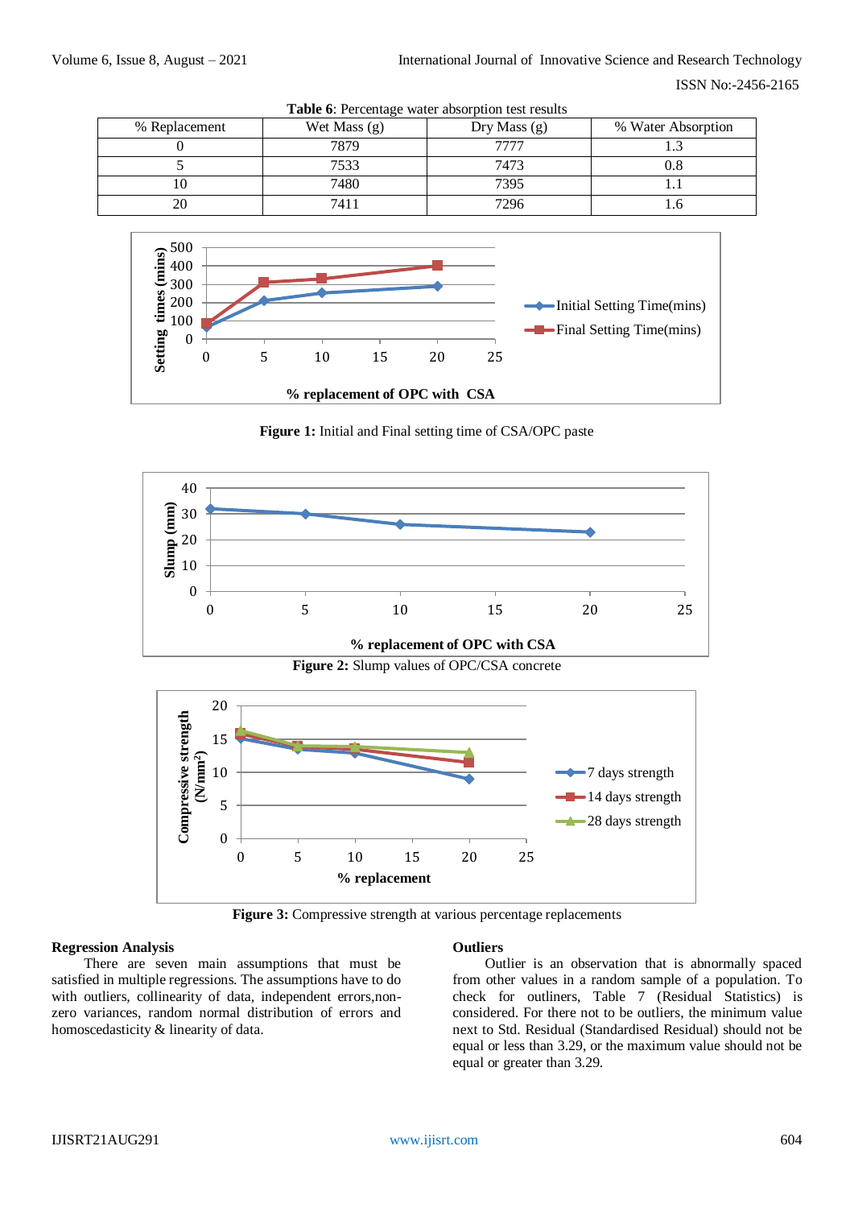**Table 6**: Percentage water absorption test results

| % Replacement | Wet Mass (g) | Dry Mass (g) | % Water Absorption |
|---|---|---|---|
| 0 | 7879 | 7777 | 1.3 |
| 5 | 7533 | 7473 | 0.8 |
| 10 | 7480 | 7395 | 1.1 |
| 20 | 7411 | 7296 | 1.6 |

Setting times (mins)
500
400
300
200
100
0
0 5 10 15 20 25
% replacement of OPC with CSA
Initial Setting Time(mins)
Final Setting Time(mins)

**Figure 1:** Initial and Final setting time of CSA/OPC paste

Slump (mm)
40
30
20
10
0
0 5 10 15 20 25
% replacement of OPC with CSA

**Figure 2:** Slump values of OPC/CSA concrete

Compressive strength ($N/mm^2$)
20
15
10
5
0
0 5 10 15 20 25
% replacement
7 days strength
14 days strength
28 days strength

**Figure 3:** Compressive strength at various percentage replacements

### Regression Analysis

There are seven main assumptions that must be satisfied in multiple regressions. The assumptions have to do with outliers, collinearity of data, independent errors,non-zero variances, random normal distribution of errors and homoscedasticity & linearity of data.

### Outliers

Outlier is an observation that is abnormally spaced from other values in a random sample of a population. To check for outliers, Table 7 (Residual Statistics) is considered. For there not to be outliers, the minimum value next to Std. Residual (Standardised Residual) should not be equal or less than 3.29, or the maximum value should not be equal or greater than 3.29.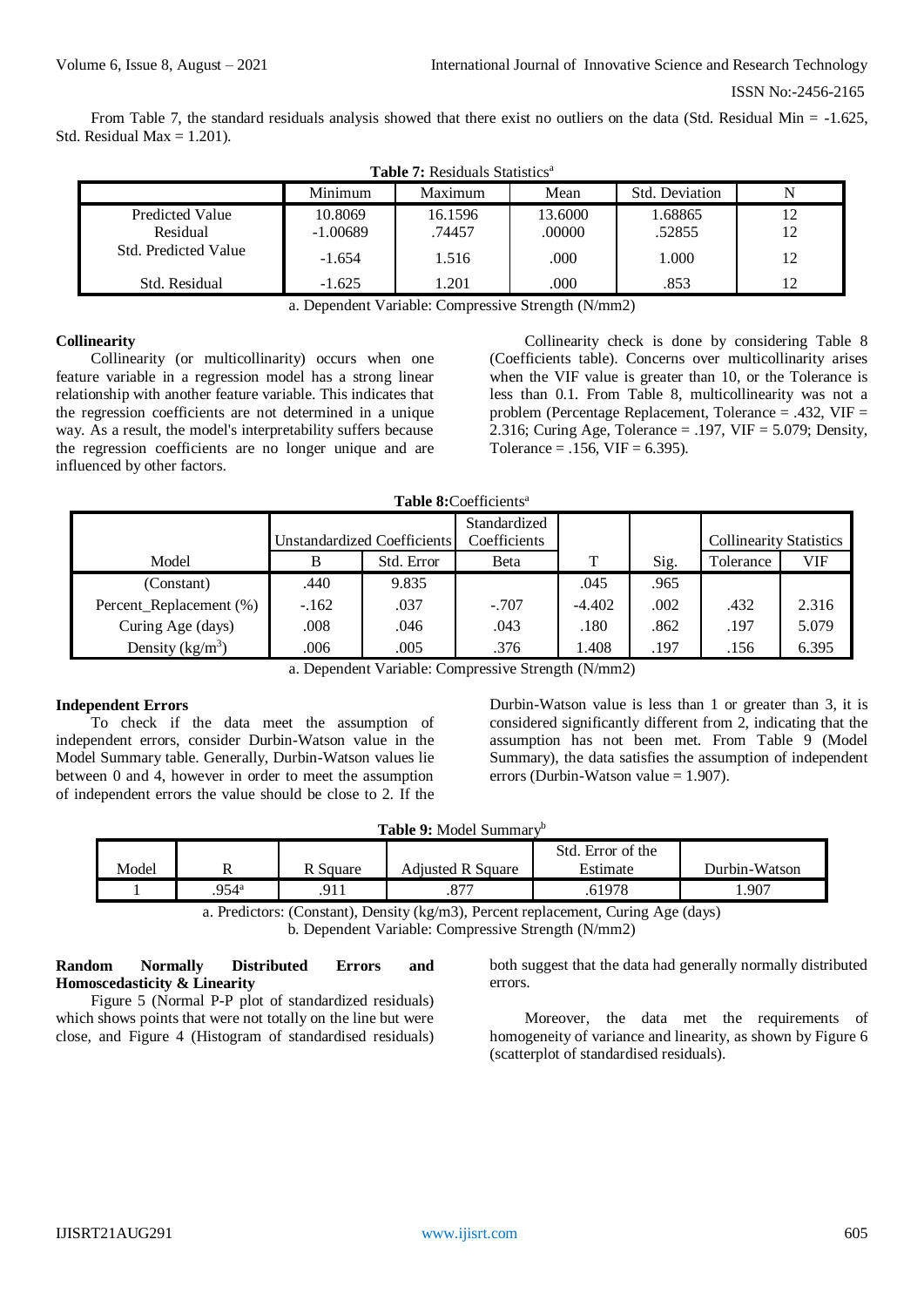From Table 7, the standard residuals analysis showed that there exist no outliers on the data (Std. Residual Min = -1.625, Std. Residual Max = 1.201).

**Table 7:** Residuals Statistics[a]

| | Minimum | Maximum | Mean | Std. Deviation | N |
|---|---|---|---|---|---|
| Predicted Value | 10.8069 | 16.1596 | 13.6000 | 1.68865 | 12 |
| Residual | -1.00689 | .74457 | .00000 | .52855 | 12 |
| Std. Predicted Value | -1.654 | 1.516 | .000 | 1.000 | 12 |
| Std. Residual | -1.625 | 1.201 | .000 | .853 | 12 |

a. Dependent Variable: Compressive Strength (N/mm2)

### Collinearity

Collinearity (or multicollinearity) occurs when one feature variable in a regression model has a strong linear relationship with another feature variable. This indicates that the regression coefficients are not determined in a unique way. As a result, the model's interpretability suffers because the regression coefficients are no longer unique and are influenced by other factors.

Collinearity check is done by considering Table 8 (Coefficients table). Concerns over multicollinearity arises when the VIF value is greater than 10, or the Tolerance is less than 0.1. From Table 8, multicollinearity was not a problem (Percentage Replacement, Tolerance = .432, VIF = 2.316; Curing Age, Tolerance = .197, VIF = 5.079; Density, Tolerance = .156, VIF = 6.395).

**Table 8:** Coefficients[a]

| Model | Unstandardized Coefficients | | Standardized Coefficients | | | Collinearity Statistics | |
|---|---|---|---|---|---|---|---|
| | B | Std. Error | Beta | T | Sig. | Tolerance | VIF |
| (Constant) | .440 | 9.835 | | .045 | .965 | | |
| Percent_Replacement (%) | -.162 | .037 | -.707 | -4.402 | .002 | .432 | 2.316 |
| Curing Age (days) | .008 | .046 | .043 | .180 | .862 | .197 | 5.079 |
| Density ($kg/m^3$) | .006 | .005 | .376 | 1.408 | .197 | .156 | 6.395 |

a. Dependent Variable: Compressive Strength (N/mm2)

### Independent Errors

To check if the data meet the assumption of independent errors, consider Durbin-Watson value in the Model Summary table. Generally, Durbin-Watson values lie between 0 and 4, however in order to meet the assumption of independent errors the value should be close to 2. If the Durbin-Watson value is less than 1 or greater than 3, it is considered significantly different from 2, indicating that the assumption has not been met. From Table 9 (Model Summary), the data satisfies the assumption of independent errors (Durbin-Watson value = 1.907).

**Table 9:** Model Summary[b]

| Model | R | R Square | Adjusted R Square | Std. Error of the Estimate | Durbin-Watson |
|---|---|---|---|---|---|
| 1 | .954[a] | .911 | .877 | .61978 | 1.907 |

a. Predictors: (Constant), Density (kg/m3), Percent replacement, Curing Age (days)

b. Dependent Variable: Compressive Strength (N/mm2)

### Random Normally Distributed Errors and Homoscedasticity & Linearity

Figure 5 (Normal P-P plot of standardized residuals) which shows points that were not totally on the line but were close, and Figure 4 (Histogram of standardised residuals) both suggest that the data had generally normally distributed errors.

Moreover, the data met the requirements of homogeneity of variance and linearity, as shown by Figure 6 (scatterplot of standardised residuals).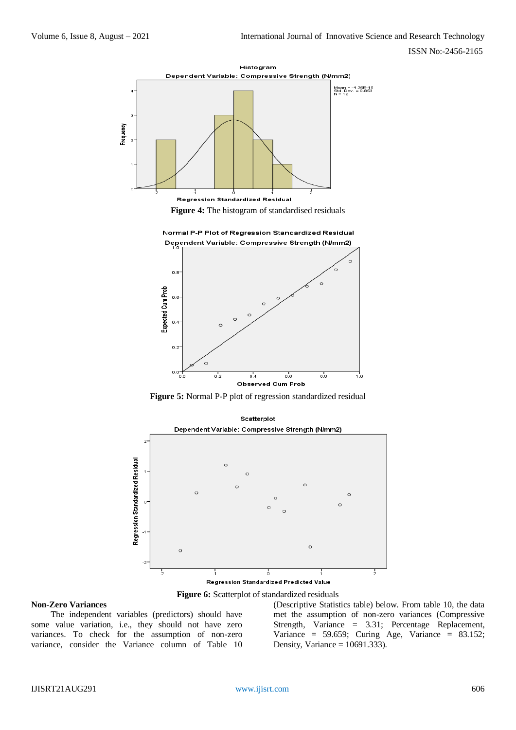Histogram

Dependent Variable: Compressive Strength (N/mm2)

Mean = -4.36E-15
Std. Dev. = 0.853
N = 12

Frequency

Regression Standardized Residual

**Figure 4:** The histogram of standardised residuals

Normal P-P Plot of Regression Standardized Residual

Dependent Variable: Compressive Strength (N/mm2)

Expected Cum Prob

Observed Cum Prob

**Figure 5:** Normal P-P plot of regression standardized residual

Scatterplot

Dependent Variable: Compressive Strength (N/mm2)

Regression Standardized Residual

Regression Standardized Predicted Value

**Figure 6:** Scatterplot of standardized residuals

**Non-Zero Variances**

The independent variables (predictors) should have some value variation, i.e., they should not have zero variances. To check for the assumption of non-zero variance, consider the Variance column of Table 10 (Descriptive Statistics table) below. From table 10, the data met the assumption of non-zero variances (Compressive Strength, Variance = 3.31; Percentage Replacement, Variance = 59.659; Curing Age, Variance = 83.152; Density, Variance = 10691.333).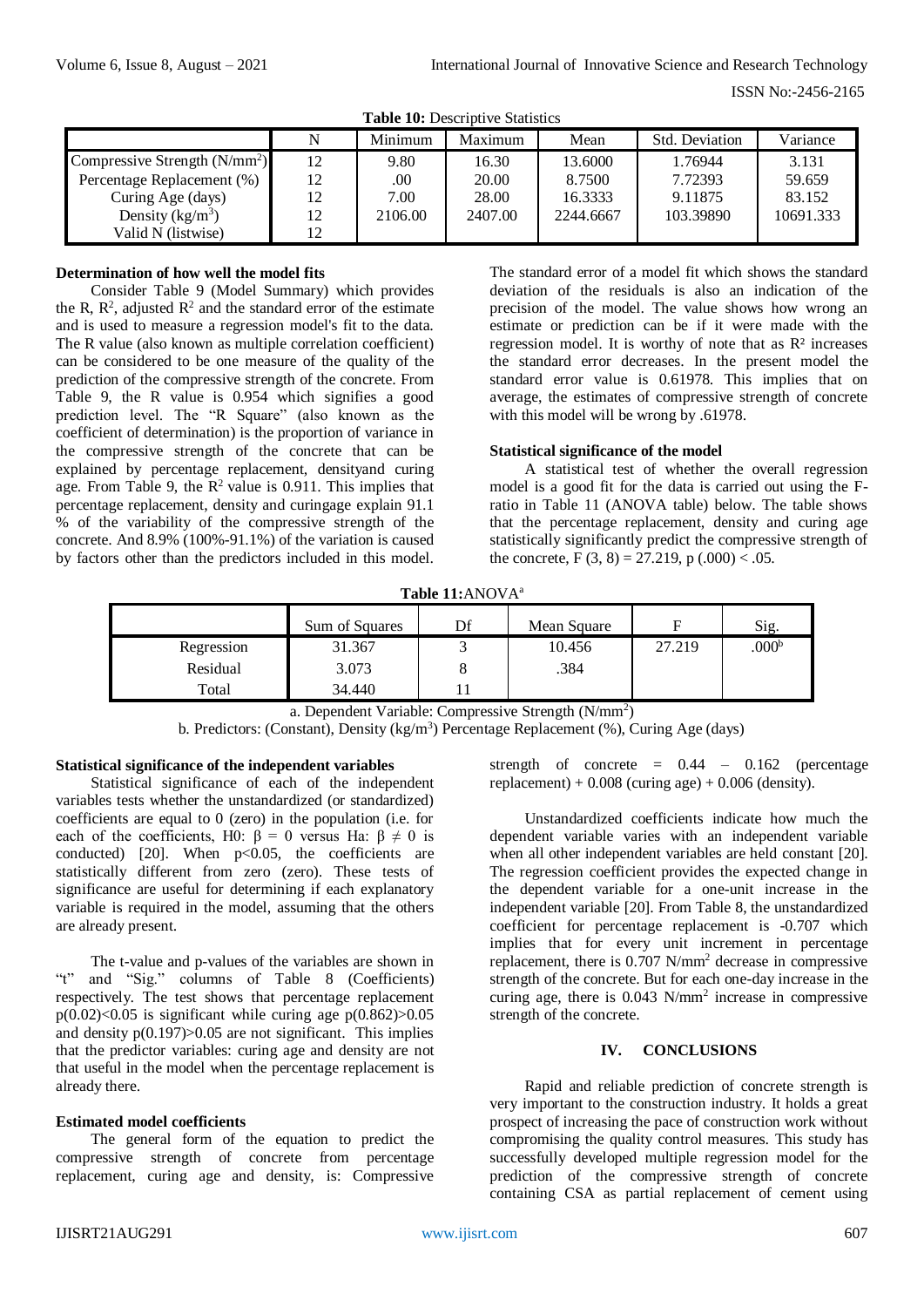**Table 10:** Descriptive Statistics

| | N | Minimum | Maximum | Mean | Std. Deviation | Variance |
|---|---|---|---|---|---|---|
| Compressive Strength ($N/mm^2$) | 12 | 9.80 | 16.30 | 13.6000 | 1.76944 | 3.131 |
| Percentage Replacement (%) | 12 | .00 | 20.00 | 8.7500 | 7.72393 | 59.659 |
| Curing Age (days) | 12 | 7.00 | 28.00 | 16.3333 | 9.11875 | 83.152 |
| Density ($kg/m^3$) | 12 | 2106.00 | 2407.00 | 2244.6667 | 103.39890 | 10691.333 |
| Valid N (listwise) | 12 | | | | | |

**Determination of how well the model fits**

Consider Table 9 (Model Summary) which provides the R, $R^2$, adjusted $R^2$ and the standard error of the estimate and is used to measure a regression model's fit to the data. The R value (also known as multiple correlation coefficient) can be considered to be one measure of the quality of the prediction of the compressive strength of the concrete. From Table 9, the R value is 0.954 which signifies a good prediction level. The "R Square" (also known as the coefficient of determination) is the proportion of variance in the compressive strength of the concrete that can be explained by percentage replacement, densityand curing age. From Table 9, the $R^2$ value is 0.911. This implies that percentage replacement, density and curingage explain 91.1 % of the variability of the compressive strength of the concrete. And 8.9% (100%-91.1%) of the variation is caused by factors other than the predictors included in this model.

The standard error of a model fit which shows the standard deviation of the residuals is also an indication of the precision of the model. The value shows how wrong an estimate or prediction can be if it were made with the regression model. It is worthy of note that as $R^2$ increases the standard error decreases. In the present model the standard error value is 0.61978. This implies that on average, the estimates of compressive strength of concrete with this model will be wrong by .61978.

**Statistical significance of the model**

A statistical test of whether the overall regression model is a good fit for the data is carried out using the F-ratio in Table 11 (ANOVA table) below. The table shows that the percentage replacement, density and curing age statistically significantly predict the compressive strength of the concrete, $F(3, 8) = 27.219$, $p\ (.000) < .05$.

**Table 11:** ANOVA[a]

| | Sum of Squares | Df | Mean Square | F | Sig. |
|---|---|---|---|---|---|
| Regression | 31.367 | 3 | 10.456 | 27.219 | .000[b] |
| Residual | 3.073 | 8 | .384 | | |
| Total | 34.440 | 11 | | | |

a. Dependent Variable: Compressive Strength ($N/mm^2$)

b. Predictors: (Constant), Density ($kg/m^3$) Percentage Replacement (%), Curing Age (days)

**Statistical significance of the independent variables**

Statistical significance of each of the independent variables tests whether the unstandardized (or standardized) coefficients are equal to 0 (zero) in the population (i.e. for each of the coefficients, H0: $\beta = 0$ versus Ha: $\beta \neq 0$ is conducted) [20]. When $p<0.05$, the coefficients are statistically different from zero (zero). These tests of significance are useful for determining if each explanatory variable is required in the model, assuming that the others are already present.

The t-value and p-values of the variables are shown in "t" and "Sig." columns of Table 8 (Coefficients) respectively. The test shows that percentage replacement $p(0.02)<0.05$ is significant while curing age $p(0.862)>0.05$ and density $p(0.197)>0.05$ are not significant. This implies that the predictor variables: curing age and density are not that useful in the model when the percentage replacement is already there.

**Estimated model coefficients**

The general form of the equation to predict the compressive strength of concrete from percentage replacement, curing age and density, is: Compressive strength of concrete = 0.44 – 0.162 (percentage replacement) + 0.008 (curing age) + 0.006 (density).

Unstandardized coefficients indicate how much the dependent variable varies with an independent variable when all other independent variables are held constant [20]. The regression coefficient provides the expected change in the dependent variable for a one-unit increase in the independent variable [20]. From Table 8, the unstandardized coefficient for percentage replacement is -0.707 which implies that for every unit increment in percentage replacement, there is 0.707 $N/mm^2$ decrease in compressive strength of the concrete. But for each one-day increase in the curing age, there is 0.043 $N/mm^2$ increase in compressive strength of the concrete.

## IV. CONCLUSIONS

Rapid and reliable prediction of concrete strength is very important to the construction industry. It holds a great prospect of increasing the pace of construction work without compromising the quality control measures. This study has successfully developed multiple regression model for the prediction of the compressive strength of concrete containing CSA as partial replacement of cement using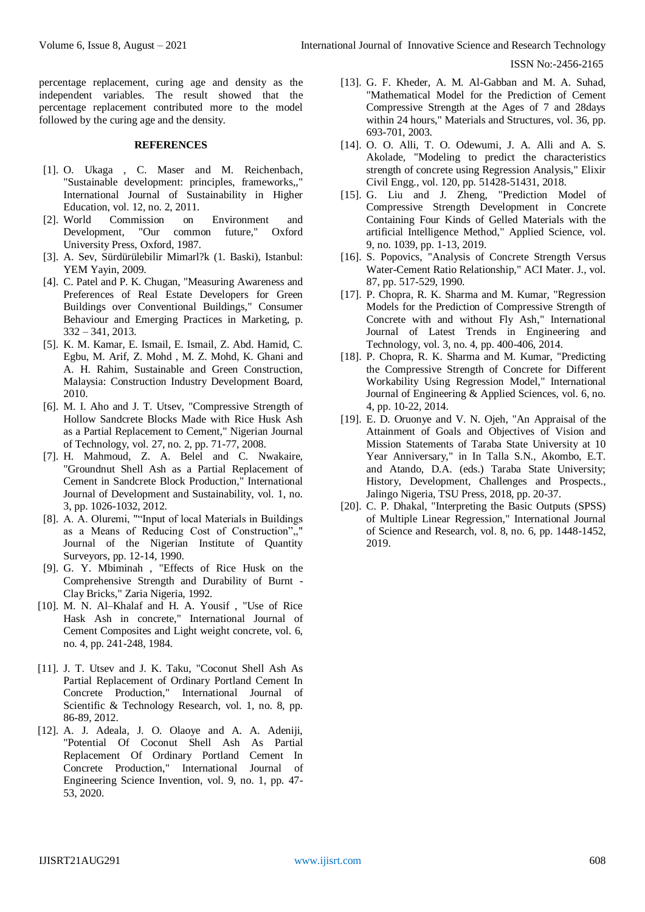percentage replacement, curing age and density as the independent variables. The result showed that the percentage replacement contributed more to the model followed by the curing age and the density.

## REFERENCES

[1]. O. Ukaga , C. Maser and M. Reichenbach, "Sustainable development: principles, frameworks,," International Journal of Sustainability in Higher Education, vol. 12, no. 2, 2011.

[2]. World Commission on Environment and Development, "Our common future," Oxford University Press, Oxford, 1987.

[3]. A. Sev, Sürdürülebilir Mimarl?k (1. Baski), Istanbul: YEM Yayin, 2009.

[4]. C. Patel and P. K. Chugan, "Measuring Awareness and Preferences of Real Estate Developers for Green Buildings over Conventional Buildings," Consumer Behaviour and Emerging Practices in Marketing, p. 332 – 341, 2013.

[5]. K. M. Kamar, E. Ismail, E. Ismail, Z. Abd. Hamid, C. Egbu, M. Arif, Z. Mohd , M. Z. Mohd, K. Ghani and A. H. Rahim, Sustainable and Green Construction, Malaysia: Construction Industry Development Board, 2010.

[6]. M. I. Aho and J. T. Utsev, "Compressive Strength of Hollow Sandcrete Blocks Made with Rice Husk Ash as a Partial Replacement to Cement," Nigerian Journal of Technology, vol. 27, no. 2, pp. 71-77, 2008.

[7]. H. Mahmoud, Z. A. Belel and C. Nwakaire, "Groundnut Shell Ash as a Partial Replacement of Cement in Sandcrete Block Production," International Journal of Development and Sustainability, vol. 1, no. 3, pp. 1026-1032, 2012.

[8]. A. A. Oluremi, ""Input of local Materials in Buildings as a Means of Reducing Cost of Construction",," Journal of the Nigerian Institute of Quantity Surveyors, pp. 12-14, 1990.

[9]. G. Y. Mbiminah , "Effects of Rice Husk on the Comprehensive Strength and Durability of Burnt - Clay Bricks," Zaria Nigeria, 1992.

[10]. M. N. Al–Khalaf and H. A. Yousif , "Use of Rice Hask Ash in concrete," International Journal of Cement Composites and Light weight concrete, vol. 6, no. 4, pp. 241-248, 1984.

[11]. J. T. Utsev and J. K. Taku, "Coconut Shell Ash As Partial Replacement of Ordinary Portland Cement In Concrete Production," International Journal of Scientific & Technology Research, vol. 1, no. 8, pp. 86-89, 2012.

[12]. A. J. Adeala, J. O. Olaoye and A. A. Adeniji, "Potential Of Coconut Shell Ash As Partial Replacement Of Ordinary Portland Cement In Concrete Production," International Journal of Engineering Science Invention, vol. 9, no. 1, pp. 47-53, 2020.

[13]. G. F. Kheder, A. M. Al-Gabban and M. A. Suhad, "Mathematical Model for the Prediction of Cement Compressive Strength at the Ages of 7 and 28days within 24 hours," Materials and Structures, vol. 36, pp. 693-701, 2003.

[14]. O. O. Alli, T. O. Odewumi, J. A. Alli and A. S. Akolade, "Modeling to predict the characteristics strength of concrete using Regression Analysis," Elixir Civil Engg., vol. 120, pp. 51428-51431, 2018.

[15]. G. Liu and J. Zheng, "Prediction Model of Compressive Strength Development in Concrete Containing Four Kinds of Gelled Materials with the artificial Intelligence Method," Applied Science, vol. 9, no. 1039, pp. 1-13, 2019.

[16]. S. Popovics, "Analysis of Concrete Strength Versus Water-Cement Ratio Relationship," ACI Mater. J., vol. 87, pp. 517-529, 1990.

[17]. P. Chopra, R. K. Sharma and M. Kumar, "Regression Models for the Prediction of Compressive Strength of Concrete with and without Fly Ash," International Journal of Latest Trends in Engineering and Technology, vol. 3, no. 4, pp. 400-406, 2014.

[18]. P. Chopra, R. K. Sharma and M. Kumar, "Predicting the Compressive Strength of Concrete for Different Workability Using Regression Model," International Journal of Engineering & Applied Sciences, vol. 6, no. 4, pp. 10-22, 2014.

[19]. E. D. Oruonye and V. N. Ojeh, "An Appraisal of the Attainment of Goals and Objectives of Vision and Mission Statements of Taraba State University at 10 Year Anniversary," in In Talla S.N., Akombo, E.T. and Atando, D.A. (eds.) Taraba State University; History, Development, Challenges and Prospects., Jalingo Nigeria, TSU Press, 2018, pp. 20-37.

[20]. C. P. Dhakal, "Interpreting the Basic Outputs (SPSS) of Multiple Linear Regression," International Journal of Science and Research, vol. 8, no. 6, pp. 1448-1452, 2019.